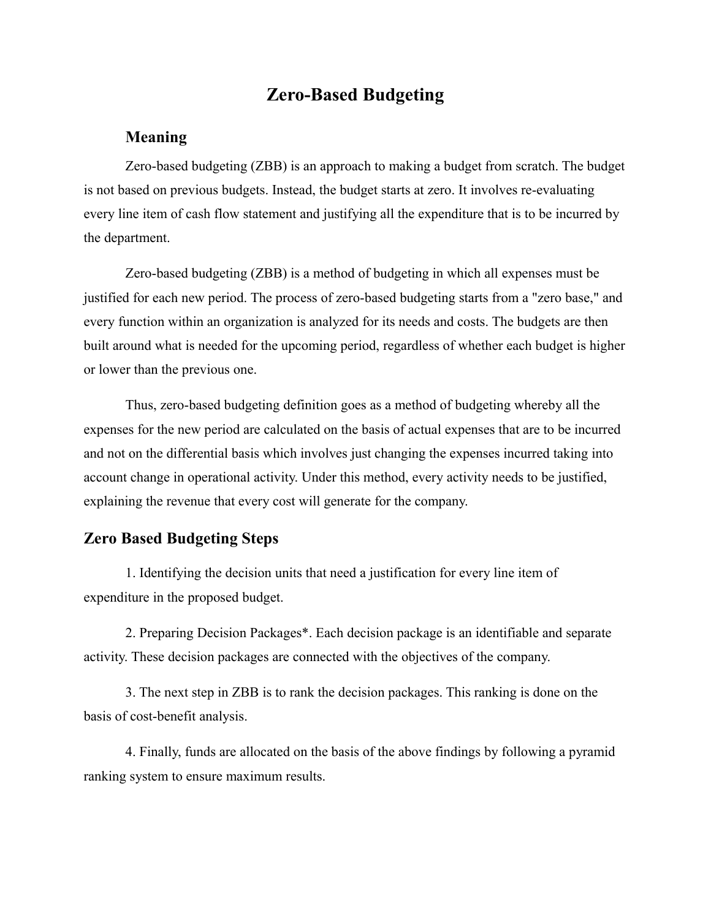# Zero-Based Budgeting

## Meaning

Zero-based budgeting (ZBB) is an approach to making a budget from scratch. The budget is not based on previous budgets. Instead, the budget starts at zero. It involves re-evaluating every line item of cash flow statement and justifying all the expenditure that is to be incurred by the department.

Zero-based budgeting (ZBB) is a method of budgeting in which all expenses must be justified for each new period. The process of zero-based budgeting starts from a "zero base," and every function within an organization is analyzed for its needs and costs. The budgets are then built around what is needed for the upcoming period, regardless of whether each budget is higher or lower than the previous one.

Thus, zero-based budgeting definition goes as a method of budgeting whereby all the expenses for the new period are calculated on the basis of actual expenses that are to be incurred and not on the differential basis which involves just changing the expenses incurred taking into account change in operational activity. Under this method, every activity needs to be justified, explaining the revenue that every cost will generate for the company.

## Zero Based Budgeting Steps

1. Identifying the decision units that need a justification for every line item of expenditure in the proposed budget.

2. Preparing Decision Packages*. Each decision package is an identifiable and separate activity. These decision packages are connected with the objectives of the company.

3. The next step in ZBB is to rank the decision packages. This ranking is done on the basis of cost-benefit analysis.

4. Finally, funds are allocated on the basis of the above findings by following a pyramid ranking system to ensure maximum results.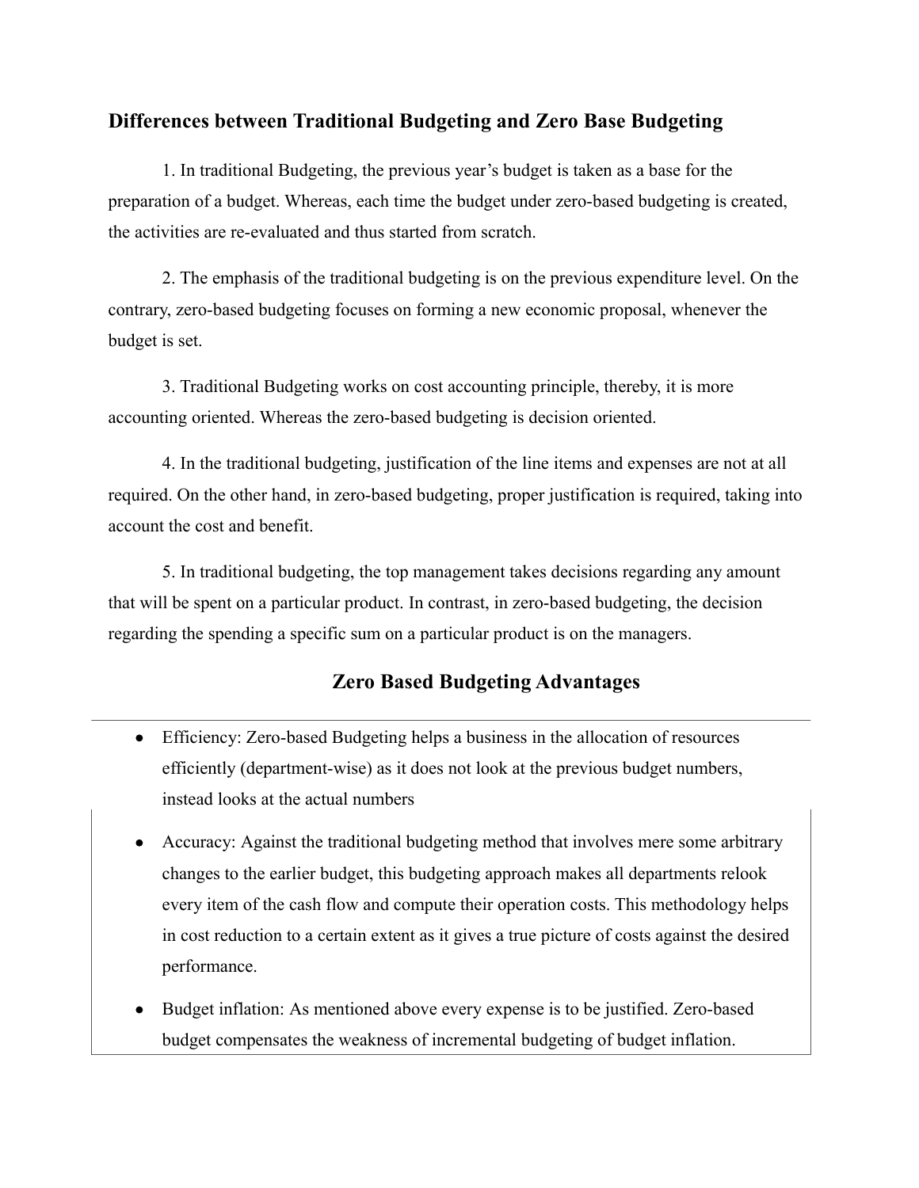## Differences between Traditional Budgeting and Zero Base Budgeting

1. In traditional Budgeting, the previous year's budget is taken as a base for the preparation of a budget. Whereas, each time the budget under zero-based budgeting is created, the activities are re-evaluated and thus started from scratch.

2. The emphasis of the traditional budgeting is on the previous expenditure level. On the contrary, zero-based budgeting focuses on forming a new economic proposal, whenever the budget is set.

3. Traditional Budgeting works on cost accounting principle, thereby, it is more accounting oriented. Whereas the zero-based budgeting is decision oriented.

4. In the traditional budgeting, justification of the line items and expenses are not at all required. On the other hand, in zero-based budgeting, proper justification is required, taking into account the cost and benefit.

5. In traditional budgeting, the top management takes decisions regarding any amount that will be spent on a particular product. In contrast, in zero-based budgeting, the decision regarding the spending a specific sum on a particular product is on the managers.

## Zero Based Budgeting Advantages

- Efficiency: Zero-based Budgeting helps a business in the allocation of resources efficiently (department-wise) as it does not look at the previous budget numbers, instead looks at the actual numbers
- Accuracy: Against the traditional budgeting method that involves mere some arbitrary changes to the earlier budget, this budgeting approach makes all departments relook every item of the cash flow and compute their operation costs. This methodology helps in cost reduction to a certain extent as it gives a true picture of costs against the desired performance.
- Budget inflation: As mentioned above every expense is to be justified. Zero-based budget compensates the weakness of incremental budgeting of budget inflation.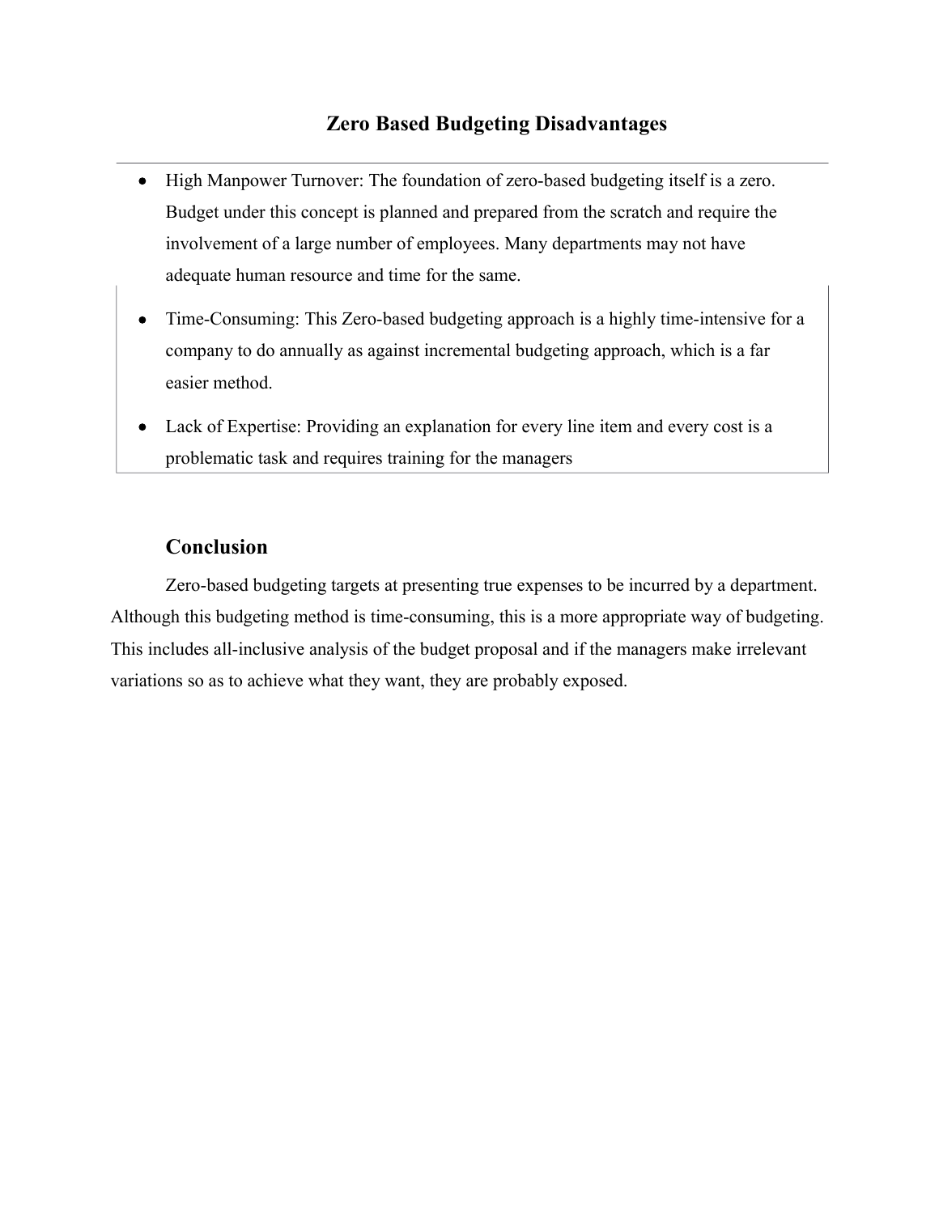## Zero Based Budgeting Disadvantages

- High Manpower Turnover: The foundation of zero-based budgeting itself is a zero. Budget under this concept is planned and prepared from the scratch and require the involvement of a large number of employees. Many departments may not have adequate human resource and time for the same.
- Time-Consuming: This Zero-based budgeting approach is a highly time-intensive for a company to do annually as against incremental budgeting approach, which is a far easier method.
- Lack of Expertise: Providing an explanation for every line item and every cost is a problematic task and requires training for the managers

## Conclusion

Zero-based budgeting targets at presenting true expenses to be incurred by a department. Although this budgeting method is time-consuming, this is a more appropriate way of budgeting. This includes all-inclusive analysis of the budget proposal and if the managers make irrelevant variations so as to achieve what they want, they are probably exposed.